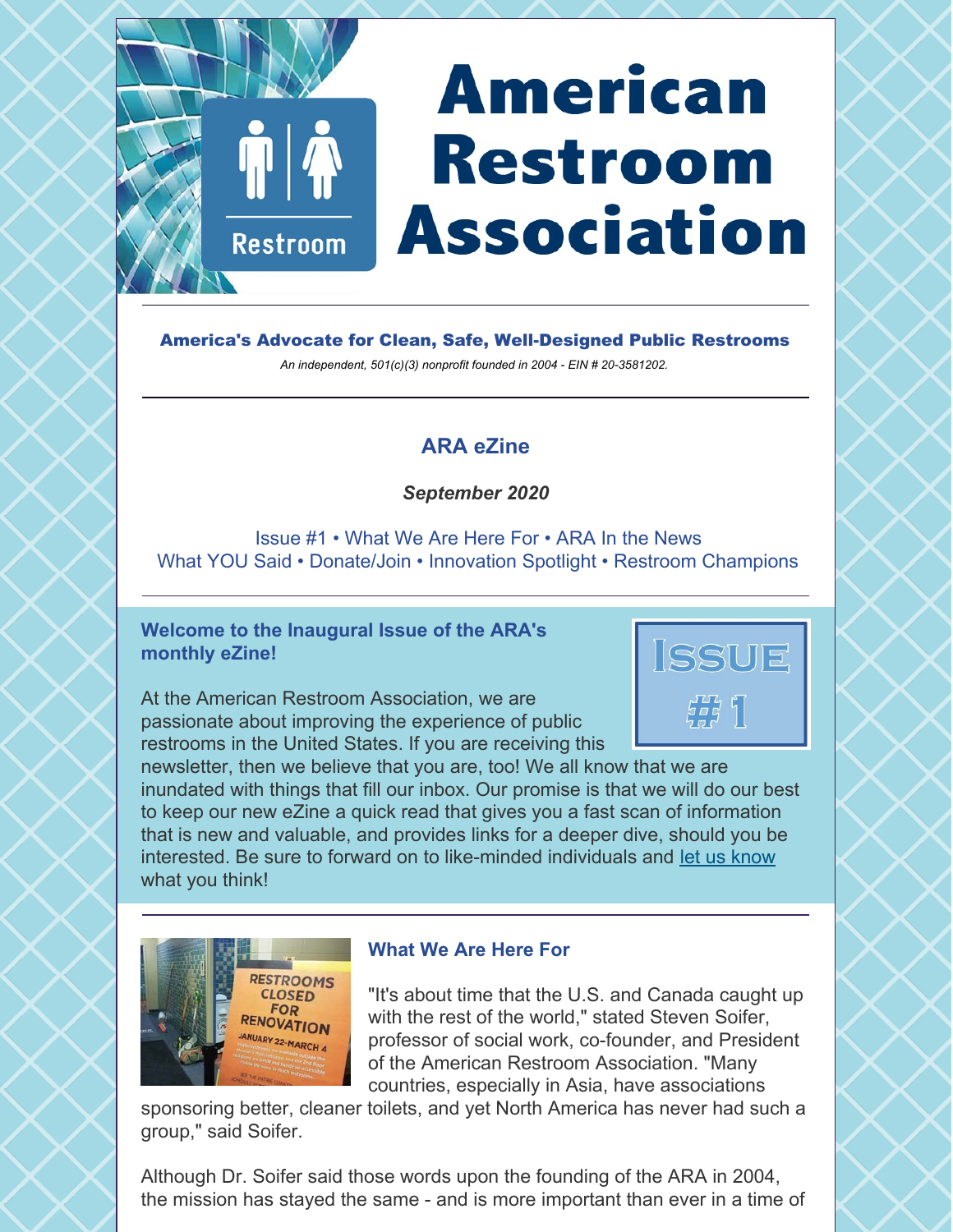# American Restroom Association

**America's Advocate for Clean, Safe, Well-Designed Public Restrooms**

*An independent, 501(c)(3) nonprofit founded in 2004 - EIN # 20-3581202.*

## ARA eZine

***September 2020***

Issue #1 • What We Are Here For • ARA In the News
What YOU Said • Donate/Join • Innovation Spotlight • Restroom Champions

### Welcome to the Inaugural Issue of the ARA's monthly eZine!

At the American Restroom Association, we are passionate about improving the experience of public restrooms in the United States. If you are receiving this newsletter, then we believe that you are, too! We all know that we are inundated with things that fill our inbox. Our promise is that we will do our best to keep our new eZine a quick read that gives you a fast scan of information that is new and valuable, and provides links for a deeper dive, should you be interested. Be sure to forward on to like-minded individuals and let us know what you think!

### What We Are Here For

"It's about time that the U.S. and Canada caught up with the rest of the world," stated Steven Soifer, professor of social work, co-founder, and President of the American Restroom Association. "Many countries, especially in Asia, have associations sponsoring better, cleaner toilets, and yet North America has never had such a group," said Soifer.

Although Dr. Soifer said those words upon the founding of the ARA in 2004, the mission has stayed the same - and is more important than ever in a time of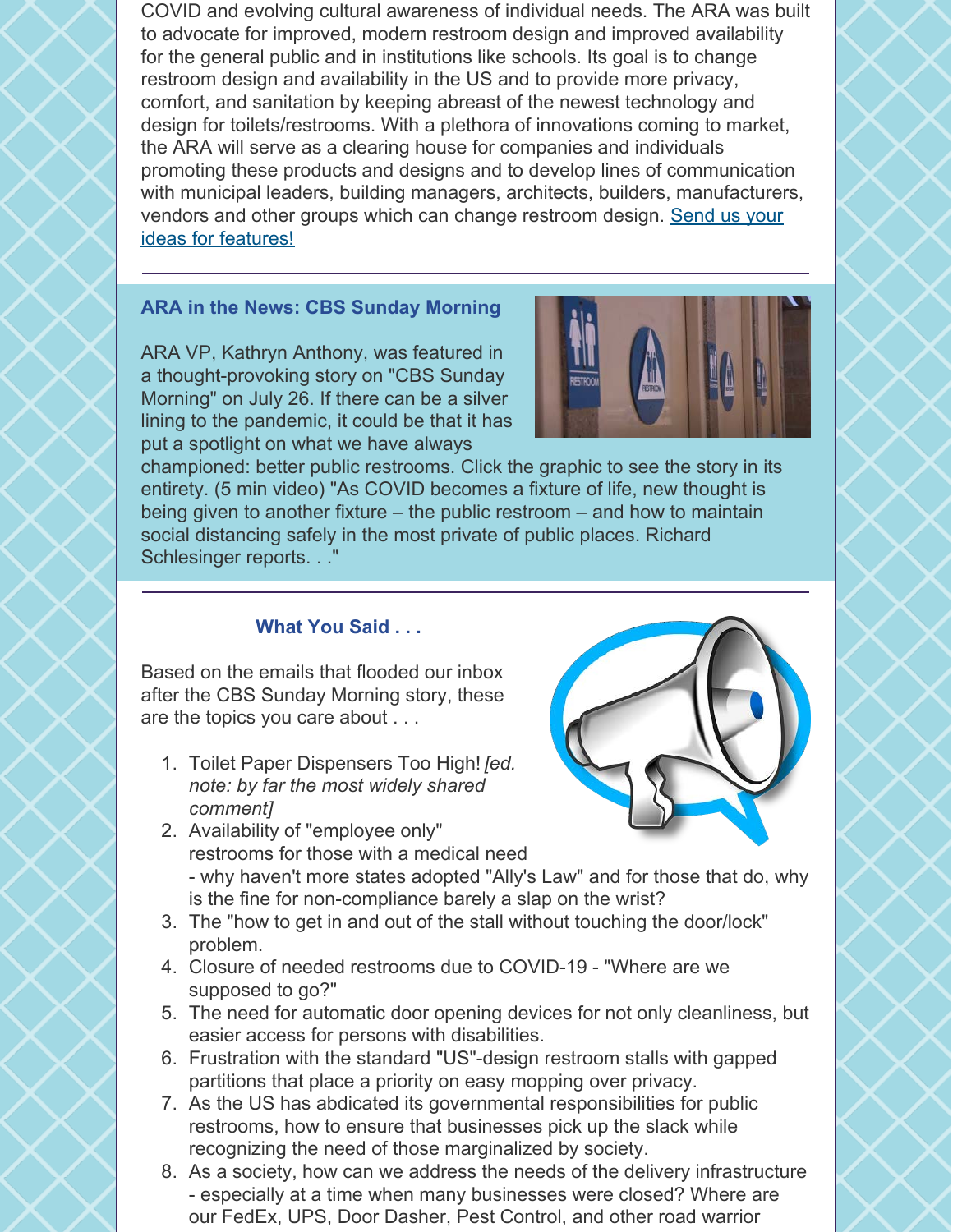COVID and evolving cultural awareness of individual needs. The ARA was built to advocate for improved, modern restroom design and improved availability for the general public and in institutions like schools. Its goal is to change restroom design and availability in the US and to provide more privacy, comfort, and sanitation by keeping abreast of the newest technology and design for toilets/restrooms. With a plethora of innovations coming to market, the ARA will serve as a clearing house for companies and individuals promoting these products and designs and to develop lines of communication with municipal leaders, building managers, architects, builders, manufacturers, vendors and other groups which can change restroom design. Send us your ideas for features!

---

### ARA in the News: CBS Sunday Morning

ARA VP, Kathryn Anthony, was featured in a thought-provoking story on "CBS Sunday Morning" on July 26. If there can be a silver lining to the pandemic, it could be that it has put a spotlight on what we have always championed: better public restrooms. Click the graphic to see the story in its entirety. (5 min video) "As COVID becomes a fixture of life, new thought is being given to another fixture – the public restroom – and how to maintain social distancing safely in the most private of public places. Richard Schlesinger reports. . ."

---

### What You Said . . .

Based on the emails that flooded our inbox after the CBS Sunday Morning story, these are the topics you care about . . .

1. Toilet Paper Dispensers Too High! *[ed. note: by far the most widely shared comment]*
2. Availability of "employee only" restrooms for those with a medical need - why haven't more states adopted "Ally's Law" and for those that do, why is the fine for non-compliance barely a slap on the wrist?
3. The "how to get in and out of the stall without touching the door/lock" problem.
4. Closure of needed restrooms due to COVID-19 - "Where are we supposed to go?"
5. The need for automatic door opening devices for not only cleanliness, but easier access for persons with disabilities.
6. Frustration with the standard "US"-design restroom stalls with gapped partitions that place a priority on easy mopping over privacy.
7. As the US has abdicated its governmental responsibilities for public restrooms, how to ensure that businesses pick up the slack while recognizing the need of those marginalized by society.
8. As a society, how can we address the needs of the delivery infrastructure - especially at a time when many businesses were closed? Where are our FedEx, UPS, Door Dasher, Pest Control, and other road warrior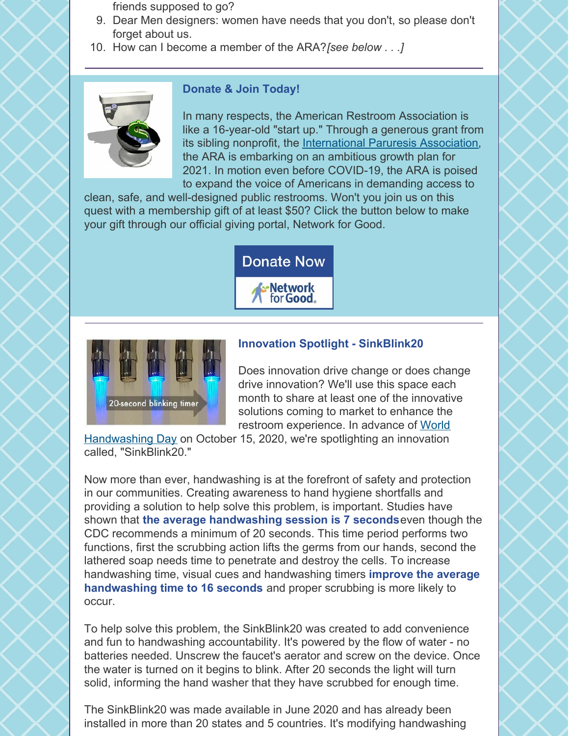friends supposed to go?

9. Dear Men designers: women have needs that you don't, so please don't forget about us.
10. How can I become a member of the ARA? *[see below . . .]*

---

### Donate & Join Today!

In many respects, the American Restroom Association is like a 16-year-old "start up." Through a generous grant from its sibling nonprofit, the International Paruresis Association, the ARA is embarking on an ambitious growth plan for 2021. In motion even before COVID-19, the ARA is poised to expand the voice of Americans in demanding access to clean, safe, and well-designed public restrooms. Won't you join us on this quest with a membership gift of at least $50? Click the button below to make your gift through our official giving portal, Network for Good.

Donate Now

---

### Innovation Spotlight - SinkBlink20

Does innovation drive change or does change drive innovation? We'll use this space each month to share at least one of the innovative solutions coming to market to enhance the restroom experience. In advance of World Handwashing Day on October 15, 2020, we're spotlighting an innovation called, "SinkBlink20."

Now more than ever, handwashing is at the forefront of safety and protection in our communities. Creating awareness to hand hygiene shortfalls and providing a solution to help solve this problem, is important. Studies have shown that **the average handwashing session is 7 seconds** even though the CDC recommends a minimum of 20 seconds. This time period performs two functions, first the scrubbing action lifts the germs from our hands, second the lathered soap needs time to penetrate and destroy the cells. To increase handwashing time, visual cues and handwashing timers **improve the average handwashing time to 16 seconds** and proper scrubbing is more likely to occur.

To help solve this problem, the SinkBlink20 was created to add convenience and fun to handwashing accountability. It's powered by the flow of water - no batteries needed. Unscrew the faucet's aerator and screw on the device. Once the water is turned on it begins to blink. After 20 seconds the light will turn solid, informing the hand washer that they have scrubbed for enough time.

The SinkBlink20 was made available in June 2020 and has already been installed in more than 20 states and 5 countries. It's modifying handwashing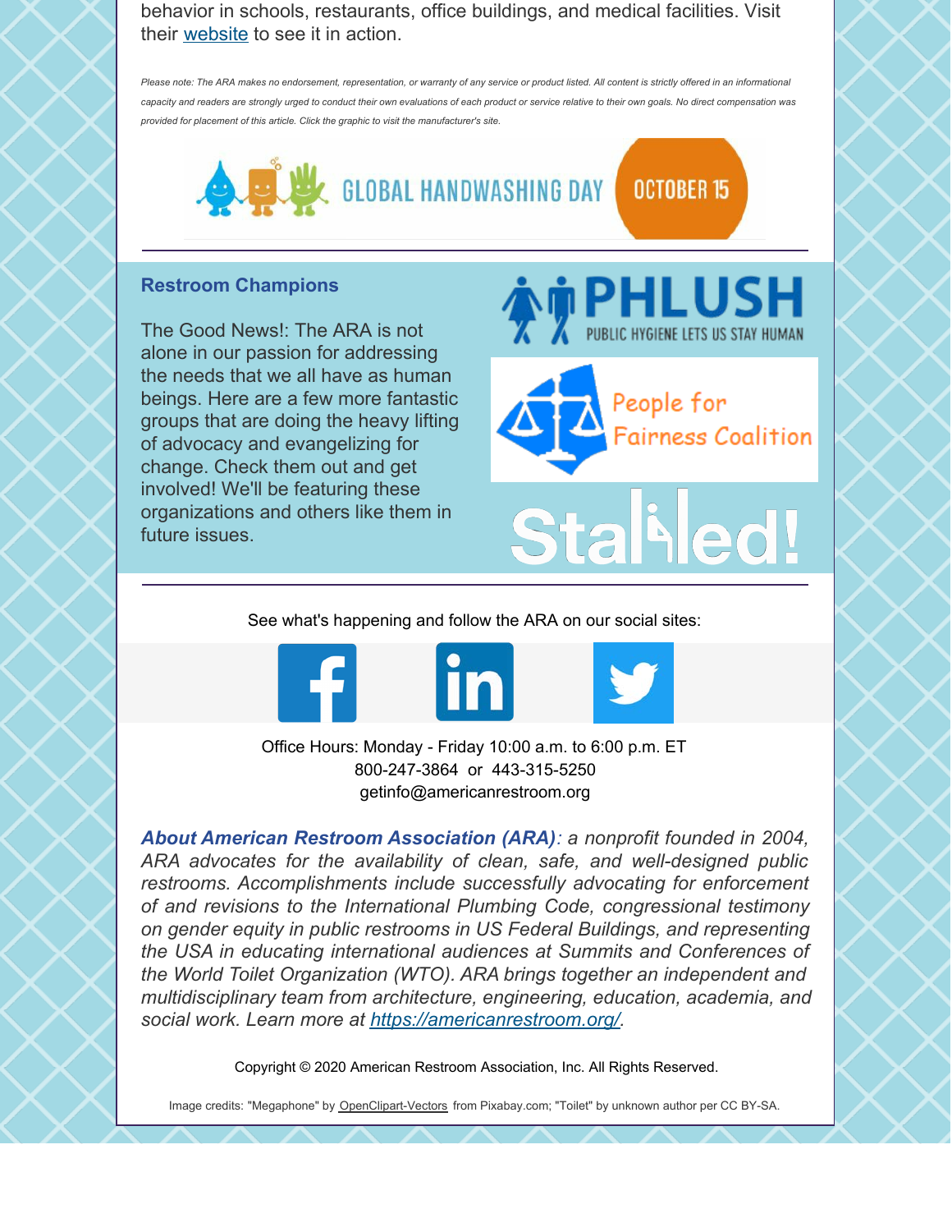behavior in schools, restaurants, office buildings, and medical facilities. Visit their [website](website) to see it in action.

*Please note: The ARA makes no endorsement, representation, or warranty of any service or product listed. All content is strictly offered in an informational capacity and readers are strongly urged to conduct their own evaluations of each product or service relative to their own goals. No direct compensation was provided for placement of this article. Click the graphic to visit the manufacturer's site.*

GLOBAL HANDWASHING DAY OCTOBER 15

---

### Restroom Champions

The Good News!: The ARA is not alone in our passion for addressing the needs that we all have as human beings. Here are a few more fantastic groups that are doing the heavy lifting of advocacy and evangelizing for change. Check them out and get involved! We'll be featuring these organizations and others like them in future issues.

PHLUSH PUBLIC HYGIENE LETS US STAY HUMAN

People for Fairness Coalition

Stalled!

---

See what's happening and follow the ARA on our social sites:

Office Hours: Monday - Friday 10:00 a.m. to 6:00 p.m. ET
800-247-3864 or 443-315-5250
getinfo@americanrestroom.org

***About American Restroom Association (ARA)**: a nonprofit founded in 2004, ARA advocates for the availability of clean, safe, and well-designed public restrooms. Accomplishments include successfully advocating for enforcement of and revisions to the International Plumbing Code, congressional testimony on gender equity in public restrooms in US Federal Buildings, and representing the USA in educating international audiences at Summits and Conferences of the World Toilet Organization (WTO). ARA brings together an independent and multidisciplinary team from architecture, engineering, education, academia, and social work. Learn more at [https://americanrestroom.org/](https://americanrestroom.org/).*

Copyright © 2020 American Restroom Association, Inc. All Rights Reserved.

Image credits: "Megaphone" by OpenClipart-Vectors from Pixabay.com; "Toilet" by unknown author per CC BY-SA.